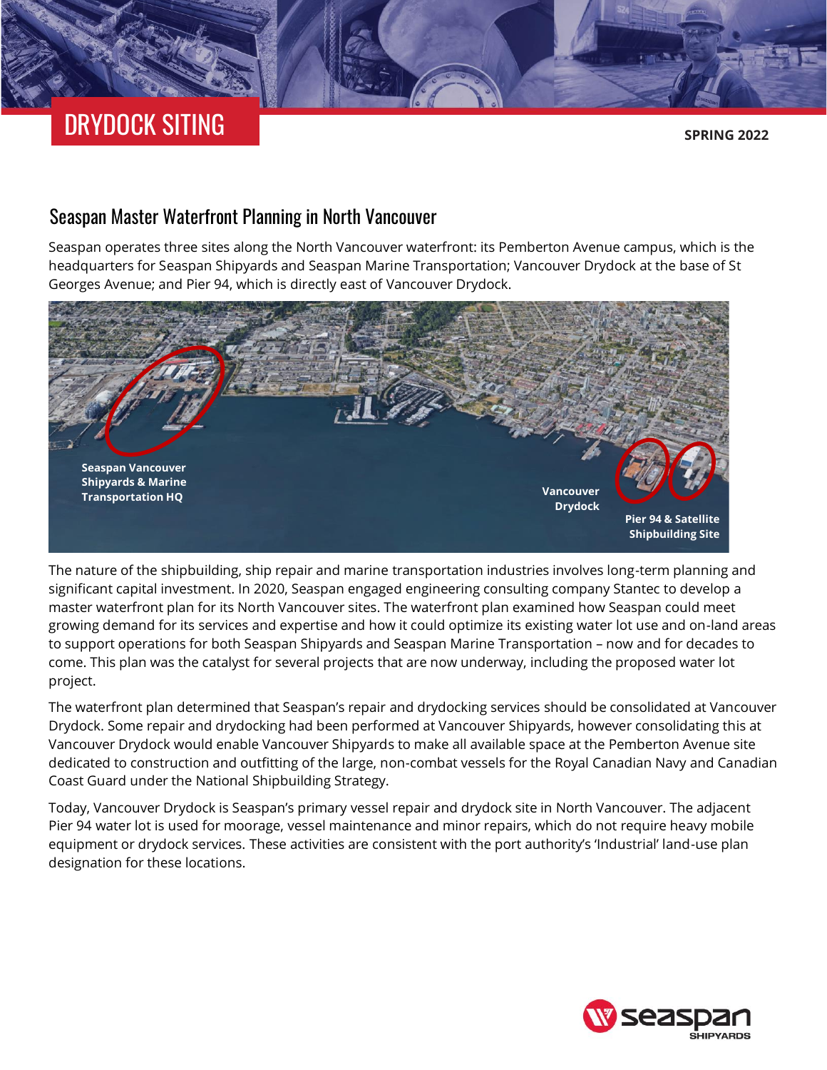# DRYDOCK SITING

**SPRING 2022**

## Seaspan Master Waterfront Planning in North Vancouver

Seaspan operates three sites along the North Vancouver waterfront: its Pemberton Avenue campus, which is the headquarters for Seaspan Shipyards and Seaspan Marine Transportation; Vancouver Drydock at the base of St Georges Avenue; and Pier 94, which is directly east of Vancouver Drydock.

**Seaspan Vancouver Shipyards & Marine Transportation HQ**

**Vancouver Drydock**

**Pier 94 & Satellite Shipbuilding Site**

The nature of the shipbuilding, ship repair and marine transportation industries involves long-term planning and significant capital investment. In 2020, Seaspan engaged engineering consulting company Stantec to develop a master waterfront plan for its North Vancouver sites. The waterfront plan examined how Seaspan could meet growing demand for its services and expertise and how it could optimize its existing water lot use and on-land areas to support operations for both Seaspan Shipyards and Seaspan Marine Transportation – now and for decades to come. This plan was the catalyst for several projects that are now underway, including the proposed water lot project.

The waterfront plan determined that Seaspan's repair and drydocking services should be consolidated at Vancouver Drydock. Some repair and drydocking had been performed at Vancouver Shipyards, however consolidating this at Vancouver Drydock would enable Vancouver Shipyards to make all available space at the Pemberton Avenue site dedicated to construction and outfitting of the large, non-combat vessels for the Royal Canadian Navy and Canadian Coast Guard under the National Shipbuilding Strategy.

Today, Vancouver Drydock is Seaspan's primary vessel repair and drydock site in North Vancouver. The adjacent Pier 94 water lot is used for moorage, vessel maintenance and minor repairs, which do not require heavy mobile equipment or drydock services. These activities are consistent with the port authority's 'Industrial' land-use plan designation for these locations.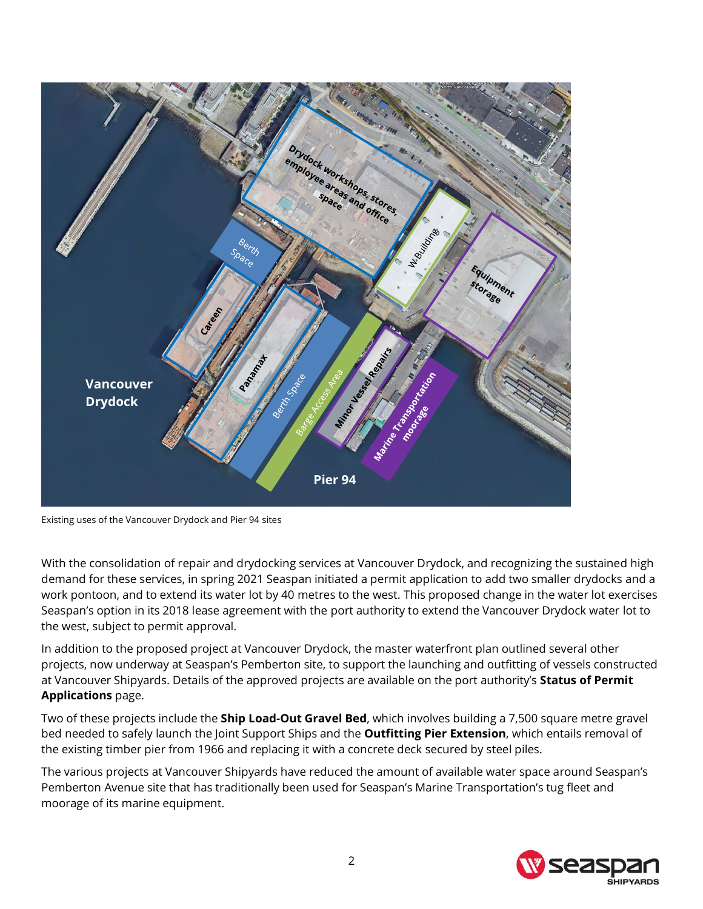Existing uses of the Vancouver Drydock and Pier 94 sites

With the consolidation of repair and drydocking services at Vancouver Drydock, and recognizing the sustained high demand for these services, in spring 2021 Seaspan initiated a permit application to add two smaller drydocks and a work pontoon, and to extend its water lot by 40 metres to the west. This proposed change in the water lot exercises Seaspan's option in its 2018 lease agreement with the port authority to extend the Vancouver Drydock water lot to the west, subject to permit approval.

In addition to the proposed project at Vancouver Drydock, the master waterfront plan outlined several other projects, now underway at Seaspan's Pemberton site, to support the launching and outfitting of vessels constructed at Vancouver Shipyards. Details of the approved projects are available on the port authority's **Status of Permit Applications** page.

Two of these projects include the **Ship Load-Out Gravel Bed**, which involves building a 7,500 square metre gravel bed needed to safely launch the Joint Support Ships and the **Outfitting Pier Extension**, which entails removal of the existing timber pier from 1966 and replacing it with a concrete deck secured by steel piles.

The various projects at Vancouver Shipyards have reduced the amount of available water space around Seaspan's Pemberton Avenue site that has traditionally been used for Seaspan's Marine Transportation's tug fleet and moorage of its marine equipment.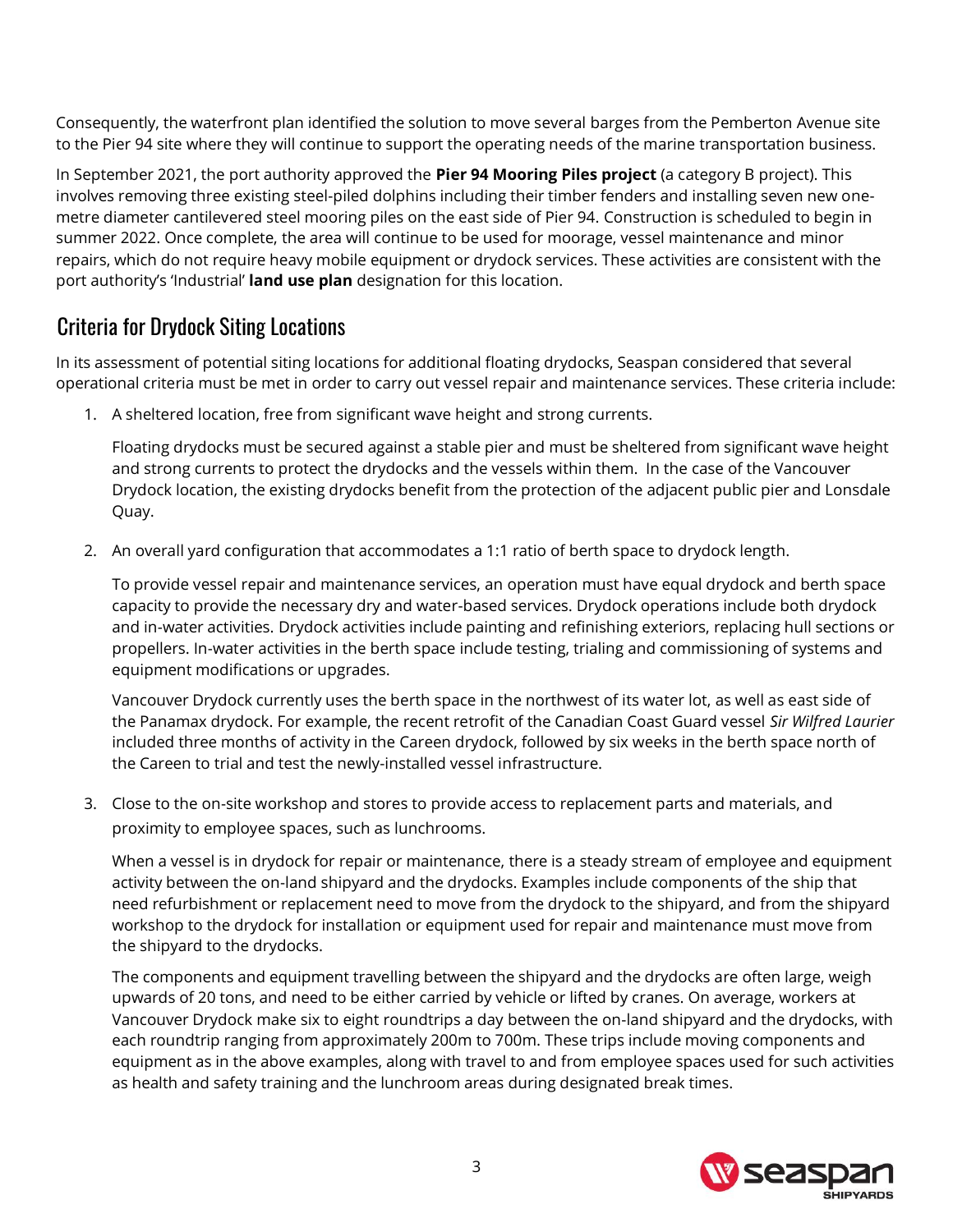Consequently, the waterfront plan identified the solution to move several barges from the Pemberton Avenue site to the Pier 94 site where they will continue to support the operating needs of the marine transportation business.

In September 2021, the port authority approved the **Pier 94 Mooring Piles project** (a category B project). This involves removing three existing steel-piled dolphins including their timber fenders and installing seven new one-metre diameter cantilevered steel mooring piles on the east side of Pier 94. Construction is scheduled to begin in summer 2022. Once complete, the area will continue to be used for moorage, vessel maintenance and minor repairs, which do not require heavy mobile equipment or drydock services. These activities are consistent with the port authority's 'Industrial' **land use plan** designation for this location.

## Criteria for Drydock Siting Locations

In its assessment of potential siting locations for additional floating drydocks, Seaspan considered that several operational criteria must be met in order to carry out vessel repair and maintenance services. These criteria include:

1. A sheltered location, free from significant wave height and strong currents.

   Floating drydocks must be secured against a stable pier and must be sheltered from significant wave height and strong currents to protect the drydocks and the vessels within them. In the case of the Vancouver Drydock location, the existing drydocks benefit from the protection of the adjacent public pier and Lonsdale Quay.

2. An overall yard configuration that accommodates a 1:1 ratio of berth space to drydock length.

   To provide vessel repair and maintenance services, an operation must have equal drydock and berth space capacity to provide the necessary dry and water-based services. Drydock operations include both drydock and in-water activities. Drydock activities include painting and refinishing exteriors, replacing hull sections or propellers. In-water activities in the berth space include testing, trialing and commissioning of systems and equipment modifications or upgrades.

   Vancouver Drydock currently uses the berth space in the northwest of its water lot, as well as east side of the Panamax drydock. For example, the recent retrofit of the Canadian Coast Guard vessel *Sir Wilfred Laurier* included three months of activity in the Careen drydock, followed by six weeks in the berth space north of the Careen to trial and test the newly-installed vessel infrastructure.

3. Close to the on-site workshop and stores to provide access to replacement parts and materials, and proximity to employee spaces, such as lunchrooms.

   When a vessel is in drydock for repair or maintenance, there is a steady stream of employee and equipment activity between the on-land shipyard and the drydocks. Examples include components of the ship that need refurbishment or replacement need to move from the drydock to the shipyard, and from the shipyard workshop to the drydock for installation or equipment used for repair and maintenance must move from the shipyard to the drydocks.

   The components and equipment travelling between the shipyard and the drydocks are often large, weigh upwards of 20 tons, and need to be either carried by vehicle or lifted by cranes. On average, workers at Vancouver Drydock make six to eight roundtrips a day between the on-land shipyard and the drydocks, with each roundtrip ranging from approximately 200m to 700m. These trips include moving components and equipment as in the above examples, along with travel to and from employee spaces used for such activities as health and safety training and the lunchroom areas during designated break times.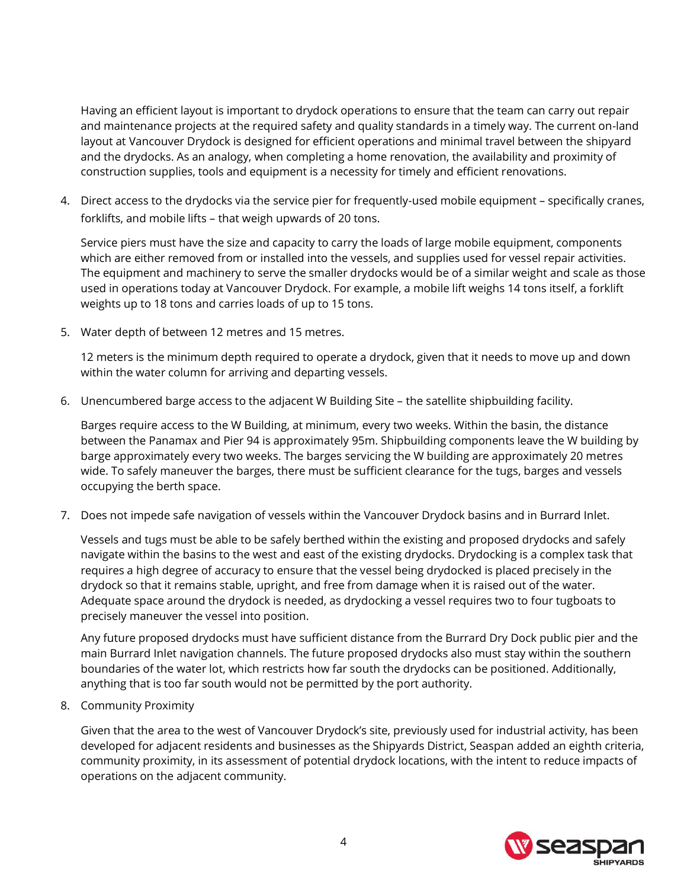Having an efficient layout is important to drydock operations to ensure that the team can carry out repair and maintenance projects at the required safety and quality standards in a timely way. The current on-land layout at Vancouver Drydock is designed for efficient operations and minimal travel between the shipyard and the drydocks. As an analogy, when completing a home renovation, the availability and proximity of construction supplies, tools and equipment is a necessity for timely and efficient renovations.

4. Direct access to the drydocks via the service pier for frequently-used mobile equipment – specifically cranes, forklifts, and mobile lifts – that weigh upwards of 20 tons.

   Service piers must have the size and capacity to carry the loads of large mobile equipment, components which are either removed from or installed into the vessels, and supplies used for vessel repair activities. The equipment and machinery to serve the smaller drydocks would be of a similar weight and scale as those used in operations today at Vancouver Drydock. For example, a mobile lift weighs 14 tons itself, a forklift weights up to 18 tons and carries loads of up to 15 tons.

5. Water depth of between 12 metres and 15 metres.

   12 meters is the minimum depth required to operate a drydock, given that it needs to move up and down within the water column for arriving and departing vessels.

6. Unencumbered barge access to the adjacent W Building Site – the satellite shipbuilding facility.

   Barges require access to the W Building, at minimum, every two weeks. Within the basin, the distance between the Panamax and Pier 94 is approximately 95m. Shipbuilding components leave the W building by barge approximately every two weeks. The barges servicing the W building are approximately 20 metres wide. To safely maneuver the barges, there must be sufficient clearance for the tugs, barges and vessels occupying the berth space.

7. Does not impede safe navigation of vessels within the Vancouver Drydock basins and in Burrard Inlet.

   Vessels and tugs must be able to be safely berthed within the existing and proposed drydocks and safely navigate within the basins to the west and east of the existing drydocks. Drydocking is a complex task that requires a high degree of accuracy to ensure that the vessel being drydocked is placed precisely in the drydock so that it remains stable, upright, and free from damage when it is raised out of the water. Adequate space around the drydock is needed, as drydocking a vessel requires two to four tugboats to precisely maneuver the vessel into position.

   Any future proposed drydocks must have sufficient distance from the Burrard Dry Dock public pier and the main Burrard Inlet navigation channels. The future proposed drydocks also must stay within the southern boundaries of the water lot, which restricts how far south the drydocks can be positioned. Additionally, anything that is too far south would not be permitted by the port authority.

8. Community Proximity

   Given that the area to the west of Vancouver Drydock's site, previously used for industrial activity, has been developed for adjacent residents and businesses as the Shipyards District, Seaspan added an eighth criteria, community proximity, in its assessment of potential drydock locations, with the intent to reduce impacts of operations on the adjacent community.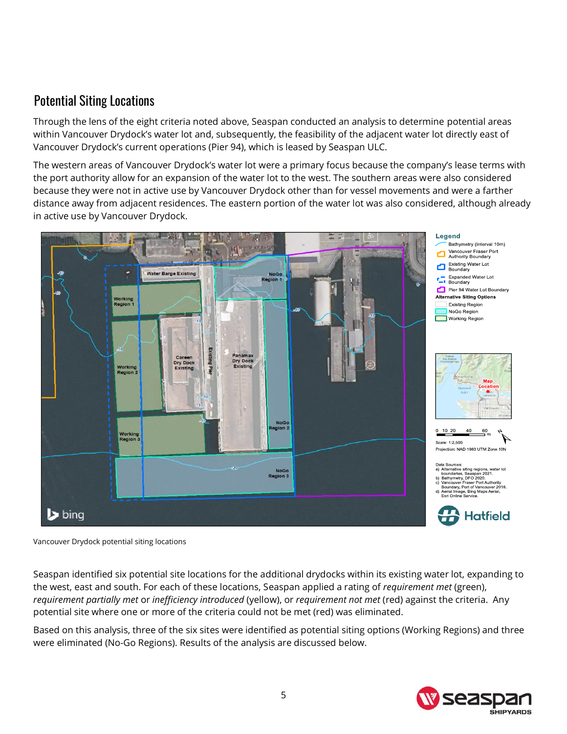## Potential Siting Locations

Through the lens of the eight criteria noted above, Seaspan conducted an analysis to determine potential areas within Vancouver Drydock's water lot and, subsequently, the feasibility of the adjacent water lot directly east of Vancouver Drydock's current operations (Pier 94), which is leased by Seaspan ULC.

The western areas of Vancouver Drydock's water lot were a primary focus because the company's lease terms with the port authority allow for an expansion of the water lot to the west. The southern areas were also considered because they were not in active use by Vancouver Drydock other than for vessel movements and were a farther distance away from adjacent residences. The eastern portion of the water lot was also considered, although already in active use by Vancouver Drydock.

Vancouver Drydock potential siting locations

Seaspan identified six potential site locations for the additional drydocks within its existing water lot, expanding to the west, east and south. For each of these locations, Seaspan applied a rating of *requirement met* (green), *requirement partially met* or *inefficiency introduced* (yellow), or *requirement not met* (red) against the criteria. Any potential site where one or more of the criteria could not be met (red) was eliminated.

Based on this analysis, three of the six sites were identified as potential siting options (Working Regions) and three were eliminated (No-Go Regions). Results of the analysis are discussed below.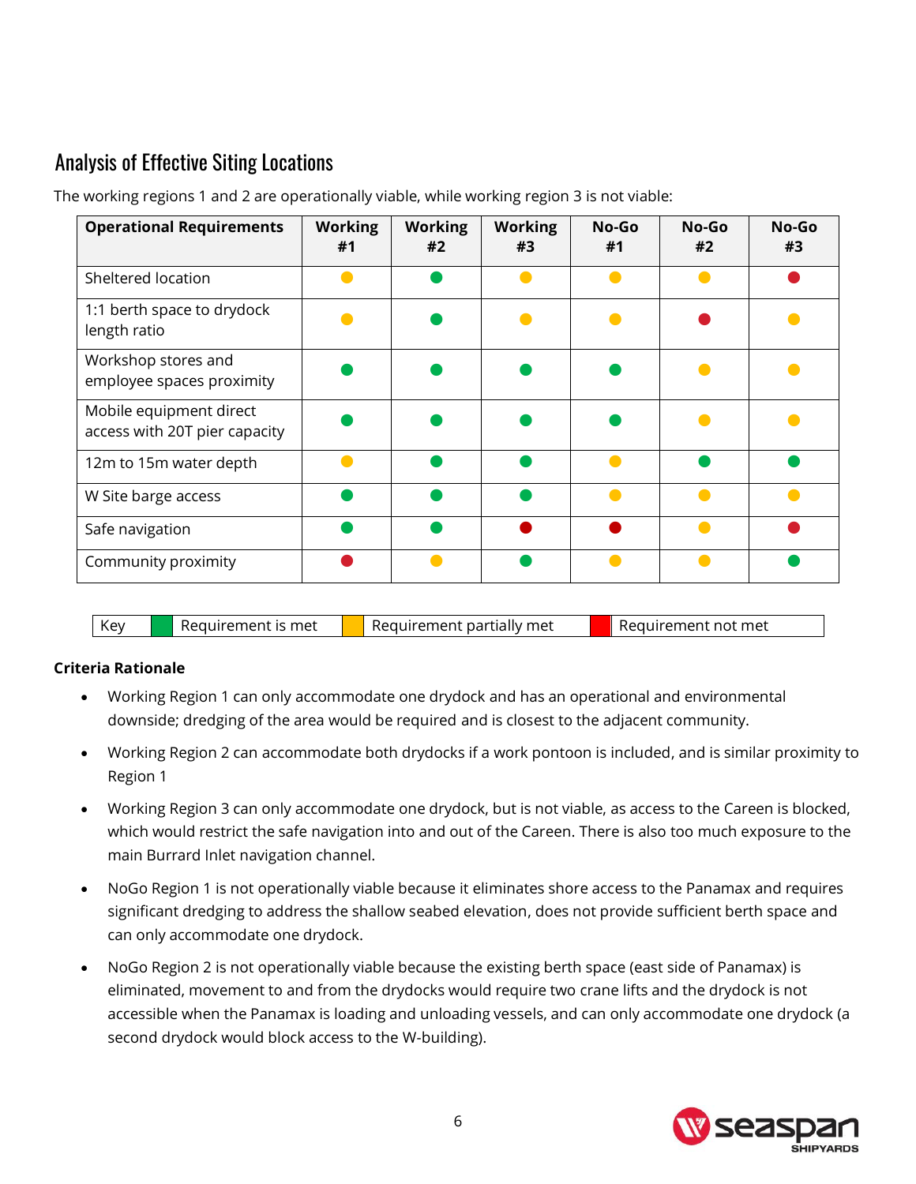## Analysis of Effective Siting Locations

The working regions 1 and 2 are operationally viable, while working region 3 is not viable:

| Operational Requirements | Working #1 | Working #2 | Working #3 | No-Go #1 | No-Go #2 | No-Go #3 |
|---|---|---|---|---|---|---|
| Sheltered location | Partially met | Met | Partially met | Partially met | Partially met | Not met |
| 1:1 berth space to drydock length ratio | Partially met | Met | Partially met | Partially met | Not met | Partially met |
| Workshop stores and employee spaces proximity | Met | Met | Met | Met | Partially met | Partially met |
| Mobile equipment direct access with 20T pier capacity | Met | Met | Met | Met | Partially met | Partially met |
| 12m to 15m water depth | Partially met | Met | Met | Partially met | Met | Met |
| W Site barge access | Met | Met | Met | Partially met | Partially met | Partially met |
| Safe navigation | Met | Met | Not met | Not met | Partially met | Not met |
| Community proximity | Not met | Partially met | Met | Partially met | Partially met | Met |

| Key | Green | Requirement is met | Yellow | Requirement partially met | Red | Requirement not met |
|---|---|---|---|---|---|---|

**Criteria Rationale**

- Working Region 1 can only accommodate one drydock and has an operational and environmental downside; dredging of the area would be required and is closest to the adjacent community.
- Working Region 2 can accommodate both drydocks if a work pontoon is included, and is similar proximity to Region 1
- Working Region 3 can only accommodate one drydock, but is not viable, as access to the Careen is blocked, which would restrict the safe navigation into and out of the Careen. There is also too much exposure to the main Burrard Inlet navigation channel.
- NoGo Region 1 is not operationally viable because it eliminates shore access to the Panamax and requires significant dredging to address the shallow seabed elevation, does not provide sufficient berth space and can only accommodate one drydock.
- NoGo Region 2 is not operationally viable because the existing berth space (east side of Panamax) is eliminated, movement to and from the drydocks would require two crane lifts and the drydock is not accessible when the Panamax is loading and unloading vessels, and can only accommodate one drydock (a second drydock would block access to the W-building).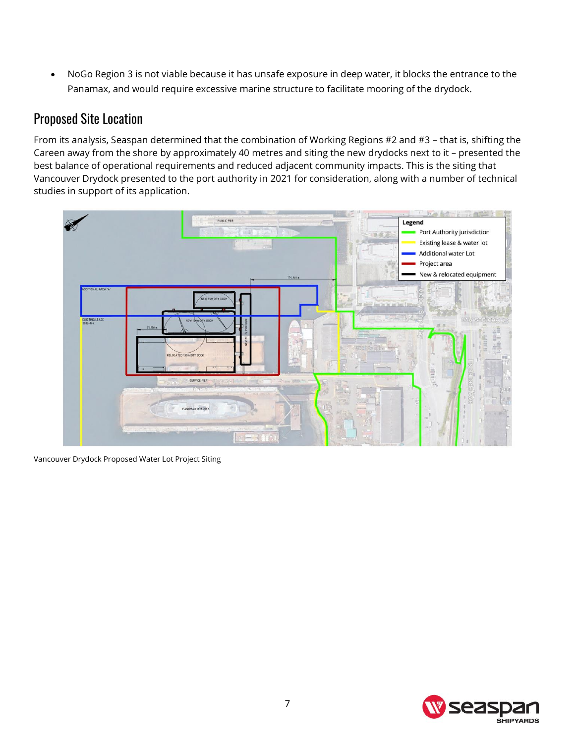- NoGo Region 3 is not viable because it has unsafe exposure in deep water, it blocks the entrance to the Panamax, and would require excessive marine structure to facilitate mooring of the drydock.

## Proposed Site Location

From its analysis, Seaspan determined that the combination of Working Regions #2 and #3 – that is, shifting the Careen away from the shore by approximately 40 metres and siting the new drydocks next to it – presented the best balance of operational requirements and reduced adjacent community impacts. This is the siting that Vancouver Drydock presented to the port authority in 2021 for consideration, along with a number of technical studies in support of its application.

Vancouver Drydock Proposed Water Lot Project Siting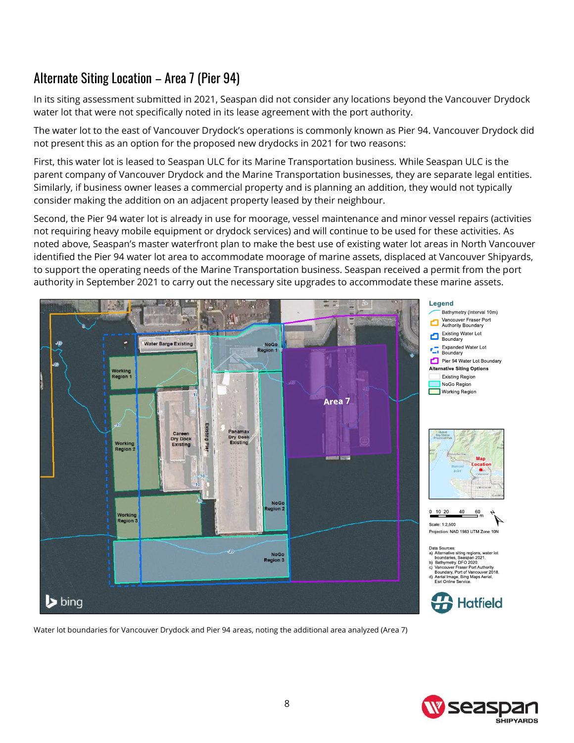## Alternate Siting Location – Area 7 (Pier 94)

In its siting assessment submitted in 2021, Seaspan did not consider any locations beyond the Vancouver Drydock water lot that were not specifically noted in its lease agreement with the port authority.

The water lot to the east of Vancouver Drydock's operations is commonly known as Pier 94. Vancouver Drydock did not present this as an option for the proposed new drydocks in 2021 for two reasons:

First, this water lot is leased to Seaspan ULC for its Marine Transportation business. While Seaspan ULC is the parent company of Vancouver Drydock and the Marine Transportation businesses, they are separate legal entities. Similarly, if business owner leases a commercial property and is planning an addition, they would not typically consider making the addition on an adjacent property leased by their neighbour.

Second, the Pier 94 water lot is already in use for moorage, vessel maintenance and minor vessel repairs (activities not requiring heavy mobile equipment or drydock services) and will continue to be used for these activities. As noted above, Seaspan's master waterfront plan to make the best use of existing water lot areas in North Vancouver identified the Pier 94 water lot area to accommodate moorage of marine assets, displaced at Vancouver Shipyards, to support the operating needs of the Marine Transportation business. Seaspan received a permit from the port authority in September 2021 to carry out the necessary site upgrades to accommodate these marine assets.

Water lot boundaries for Vancouver Drydock and Pier 94 areas, noting the additional area analyzed (Area 7)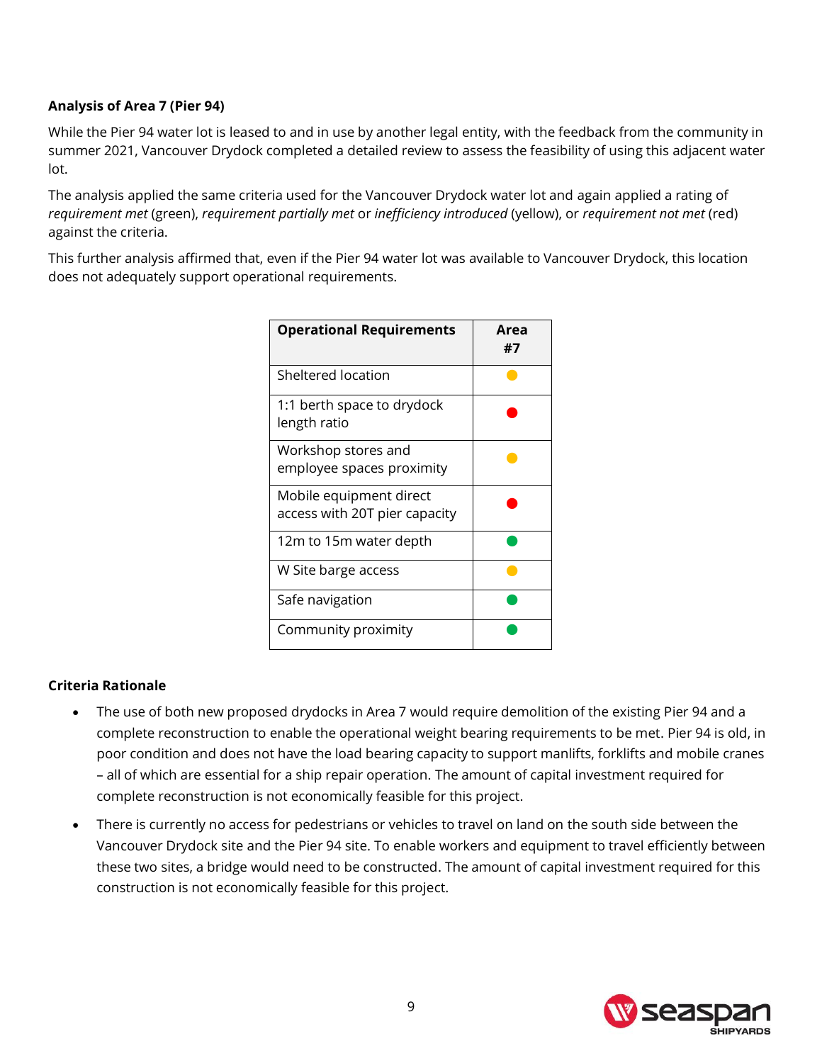**Analysis of Area 7 (Pier 94)**

While the Pier 94 water lot is leased to and in use by another legal entity, with the feedback from the community in summer 2021, Vancouver Drydock completed a detailed review to assess the feasibility of using this adjacent water lot.

The analysis applied the same criteria used for the Vancouver Drydock water lot and again applied a rating of *requirement met* (green), *requirement partially met* or *inefficiency introduced* (yellow), or *requirement not met* (red) against the criteria.

This further analysis affirmed that, even if the Pier 94 water lot was available to Vancouver Drydock, this location does not adequately support operational requirements.

| Operational Requirements | Area #7 |
| --- | --- |
| Sheltered location | 🟡 |
| 1:1 berth space to drydock length ratio | 🔴 |
| Workshop stores and employee spaces proximity | 🟡 |
| Mobile equipment direct access with 20T pier capacity | 🔴 |
| 12m to 15m water depth | 🟢 |
| W Site barge access | 🟡 |
| Safe navigation | 🟢 |
| Community proximity | 🟢 |

**Criteria Rationale**

- The use of both new proposed drydocks in Area 7 would require demolition of the existing Pier 94 and a complete reconstruction to enable the operational weight bearing requirements to be met. Pier 94 is old, in poor condition and does not have the load bearing capacity to support manlifts, forklifts and mobile cranes – all of which are essential for a ship repair operation. The amount of capital investment required for complete reconstruction is not economically feasible for this project.
- There is currently no access for pedestrians or vehicles to travel on land on the south side between the Vancouver Drydock site and the Pier 94 site. To enable workers and equipment to travel efficiently between these two sites, a bridge would need to be constructed. The amount of capital investment required for this construction is not economically feasible for this project.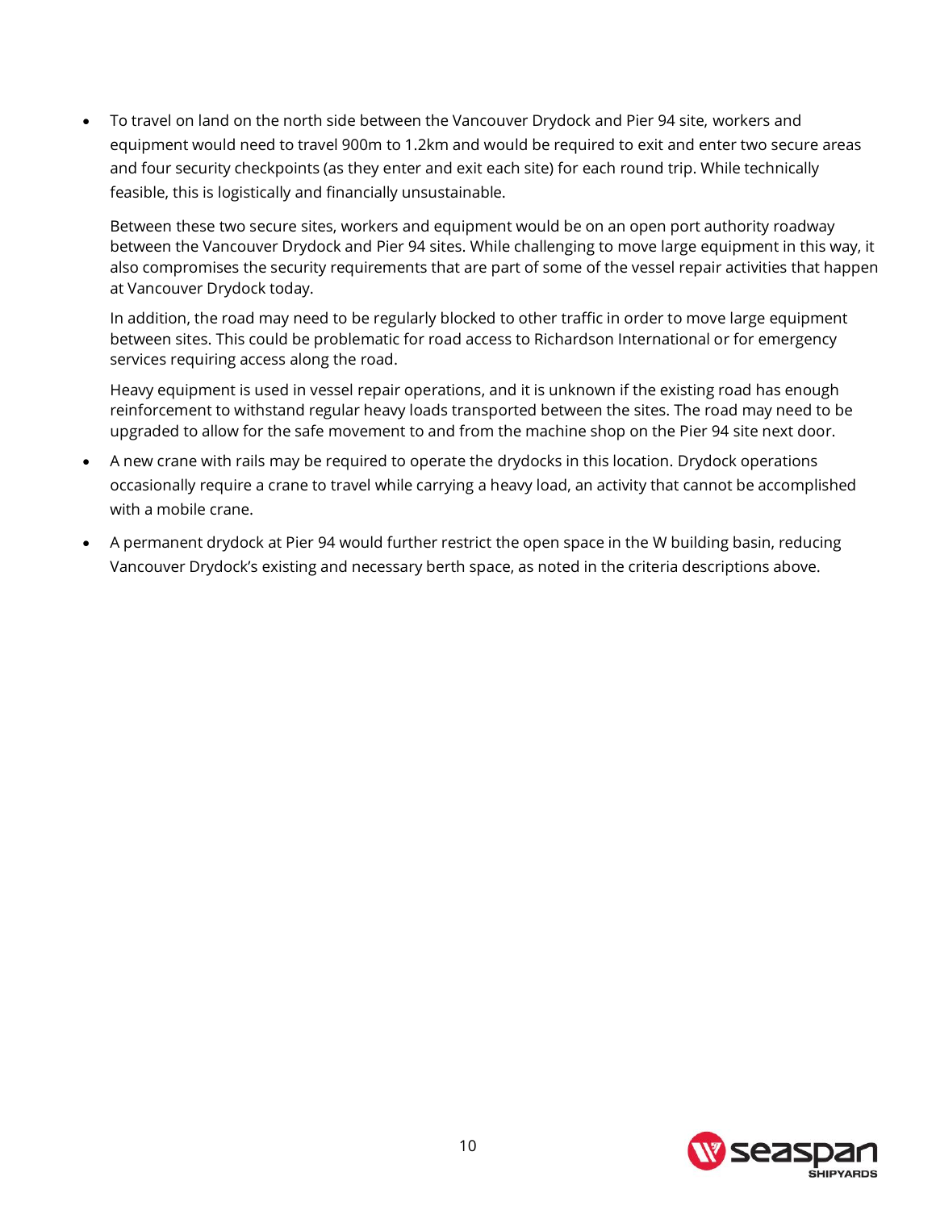- To travel on land on the north side between the Vancouver Drydock and Pier 94 site, workers and equipment would need to travel 900m to 1.2km and would be required to exit and enter two secure areas and four security checkpoints (as they enter and exit each site) for each round trip. While technically feasible, this is logistically and financially unsustainable.

  Between these two secure sites, workers and equipment would be on an open port authority roadway between the Vancouver Drydock and Pier 94 sites. While challenging to move large equipment in this way, it also compromises the security requirements that are part of some of the vessel repair activities that happen at Vancouver Drydock today.

  In addition, the road may need to be regularly blocked to other traffic in order to move large equipment between sites. This could be problematic for road access to Richardson International or for emergency services requiring access along the road.

  Heavy equipment is used in vessel repair operations, and it is unknown if the existing road has enough reinforcement to withstand regular heavy loads transported between the sites. The road may need to be upgraded to allow for the safe movement to and from the machine shop on the Pier 94 site next door.

- A new crane with rails may be required to operate the drydocks in this location. Drydock operations occasionally require a crane to travel while carrying a heavy load, an activity that cannot be accomplished with a mobile crane.

- A permanent drydock at Pier 94 would further restrict the open space in the W building basin, reducing Vancouver Drydock's existing and necessary berth space, as noted in the criteria descriptions above.